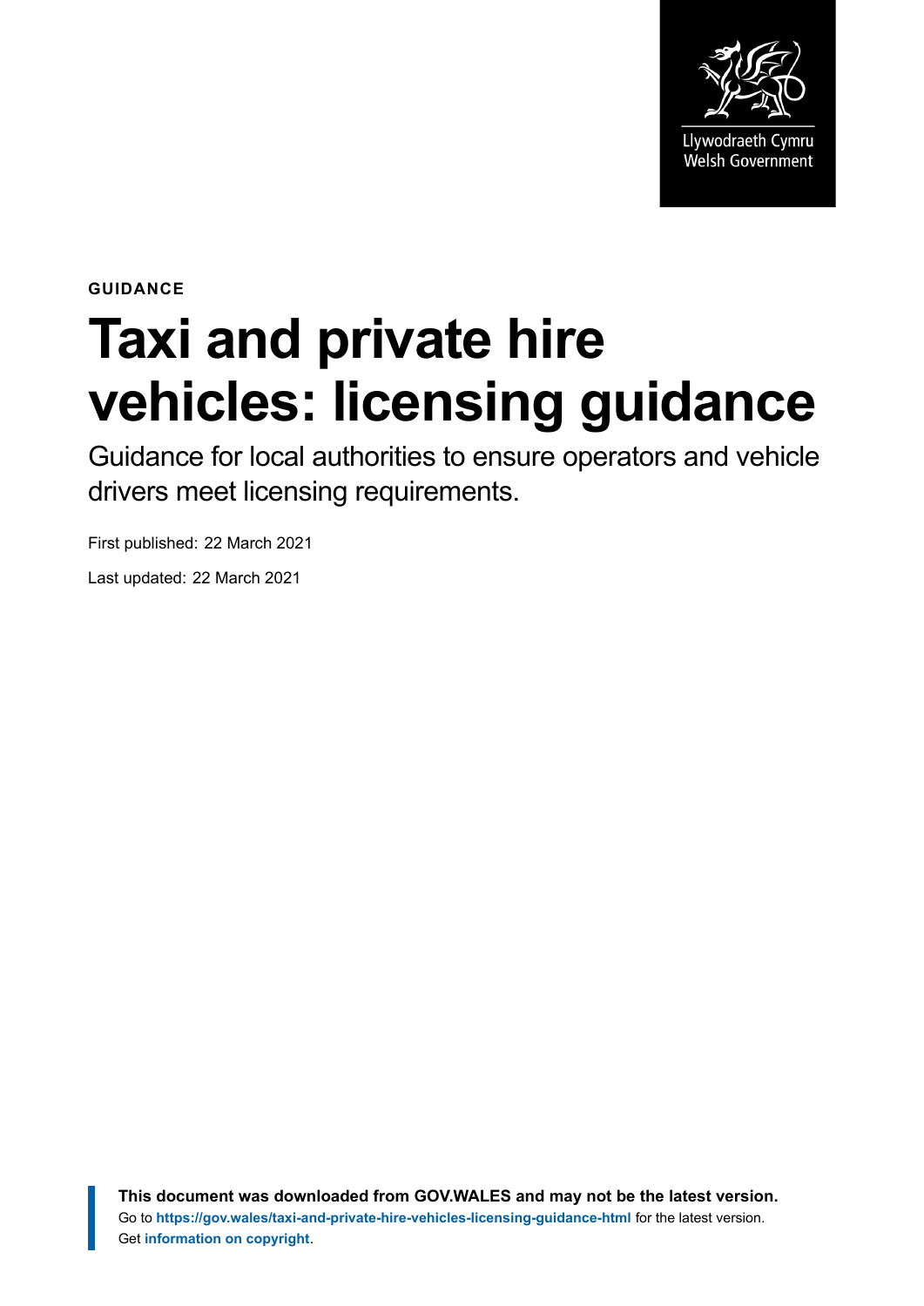Llywodraeth Cymru
Welsh Government

**GUIDANCE**

# Taxi and private hire vehicles: licensing guidance

Guidance for local authorities to ensure operators and vehicle drivers meet licensing requirements.

First published: 22 March 2021

Last updated: 22 March 2021

**This document was downloaded from GOV.WALES and may not be the latest version.**
Go to **https://gov.wales/taxi-and-private-hire-vehicles-licensing-guidance-html** for the latest version.
Get **information on copyright**.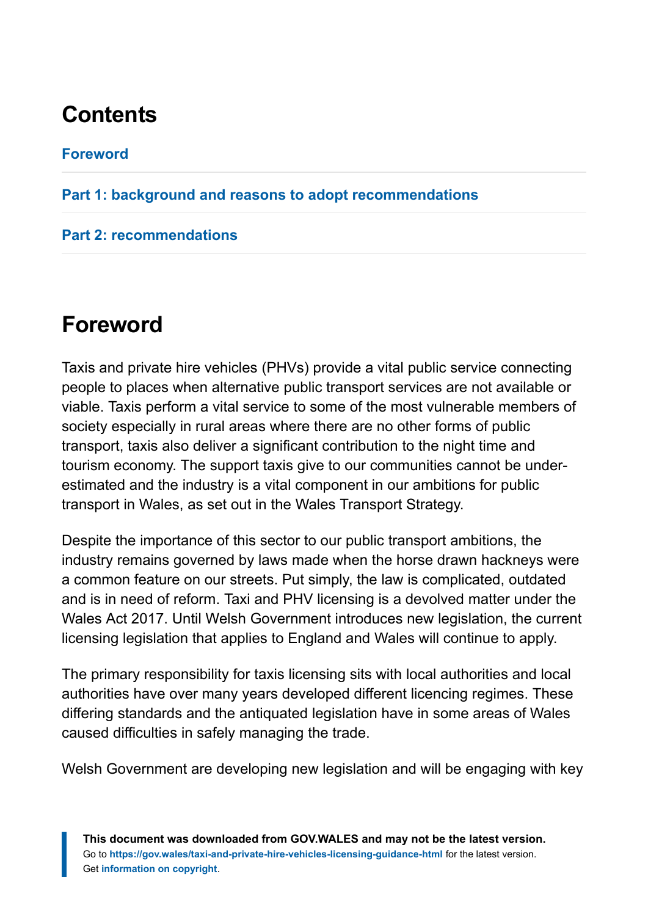# Contents

Foreword

Part 1: background and reasons to adopt recommendations

Part 2: recommendations

# Foreword

Taxis and private hire vehicles (PHVs) provide a vital public service connecting people to places when alternative public transport services are not available or viable. Taxis perform a vital service to some of the most vulnerable members of society especially in rural areas where there are no other forms of public transport, taxis also deliver a significant contribution to the night time and tourism economy. The support taxis give to our communities cannot be under-estimated and the industry is a vital component in our ambitions for public transport in Wales, as set out in the Wales Transport Strategy.

Despite the importance of this sector to our public transport ambitions, the industry remains governed by laws made when the horse drawn hackneys were a common feature on our streets. Put simply, the law is complicated, outdated and is in need of reform. Taxi and PHV licensing is a devolved matter under the Wales Act 2017. Until Welsh Government introduces new legislation, the current licensing legislation that applies to England and Wales will continue to apply.

The primary responsibility for taxis licensing sits with local authorities and local authorities have over many years developed different licencing regimes. These differing standards and the antiquated legislation have in some areas of Wales caused difficulties in safely managing the trade.

Welsh Government are developing new legislation and will be engaging with key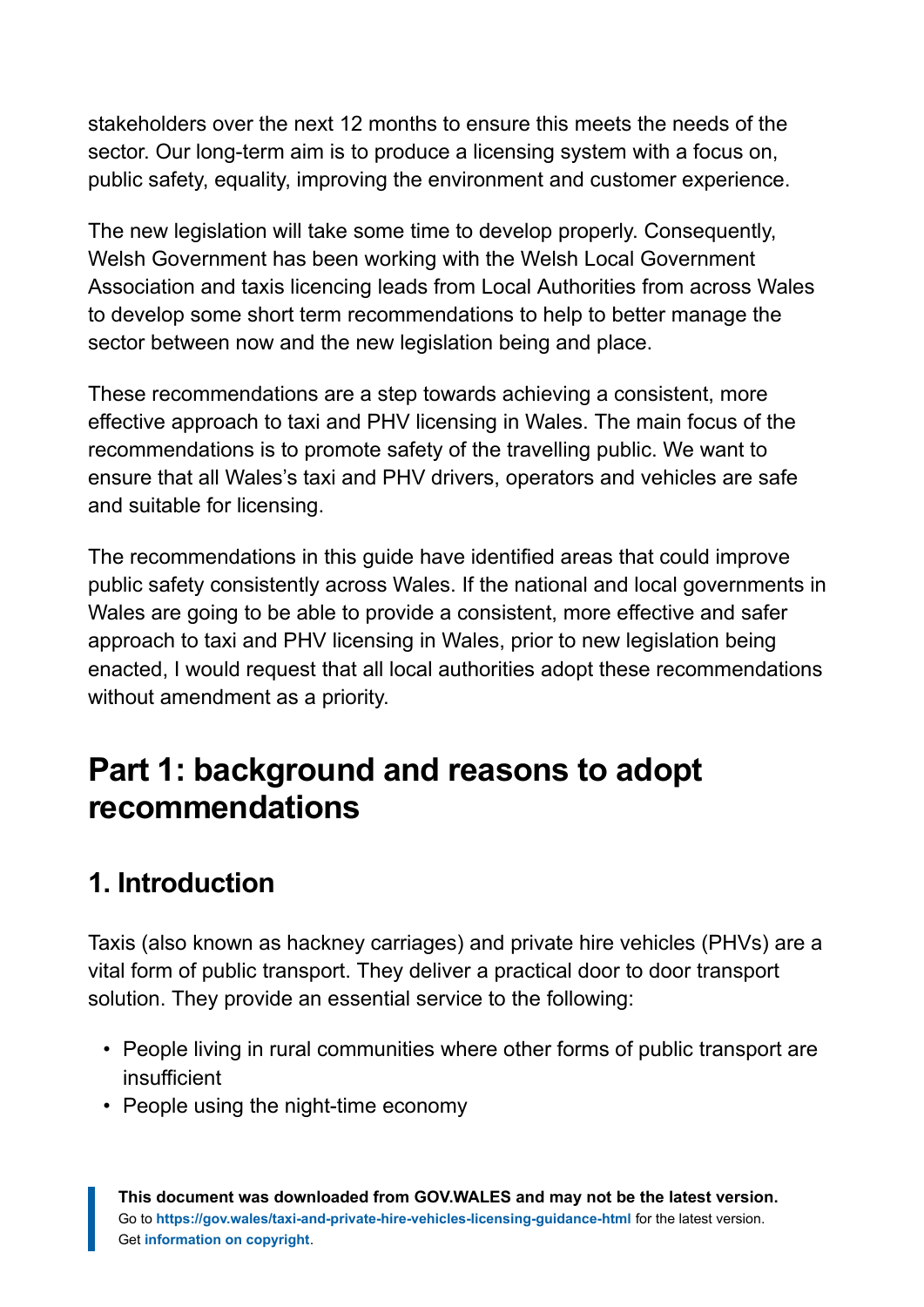stakeholders over the next 12 months to ensure this meets the needs of the sector. Our long-term aim is to produce a licensing system with a focus on, public safety, equality, improving the environment and customer experience.

The new legislation will take some time to develop properly. Consequently, Welsh Government has been working with the Welsh Local Government Association and taxis licencing leads from Local Authorities from across Wales to develop some short term recommendations to help to better manage the sector between now and the new legislation being and place.

These recommendations are a step towards achieving a consistent, more effective approach to taxi and PHV licensing in Wales. The main focus of the recommendations is to promote safety of the travelling public. We want to ensure that all Wales's taxi and PHV drivers, operators and vehicles are safe and suitable for licensing.

The recommendations in this guide have identified areas that could improve public safety consistently across Wales. If the national and local governments in Wales are going to be able to provide a consistent, more effective and safer approach to taxi and PHV licensing in Wales, prior to new legislation being enacted, I would request that all local authorities adopt these recommendations without amendment as a priority.

# Part 1: background and reasons to adopt recommendations

## 1. Introduction

Taxis (also known as hackney carriages) and private hire vehicles (PHVs) are a vital form of public transport. They deliver a practical door to door transport solution. They provide an essential service to the following:

- People living in rural communities where other forms of public transport are insufficient
- People using the night-time economy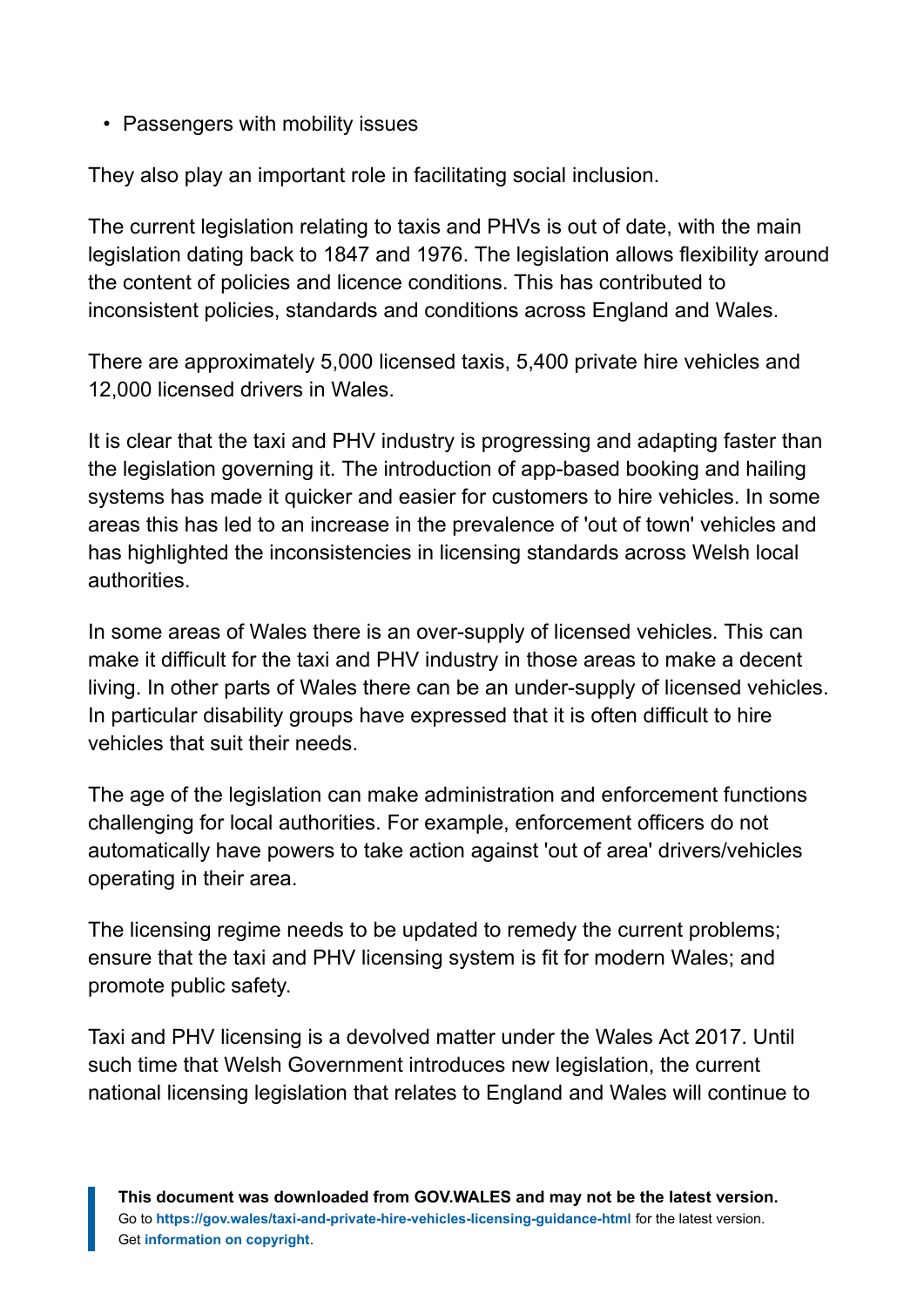- Passengers with mobility issues

They also play an important role in facilitating social inclusion.

The current legislation relating to taxis and PHVs is out of date, with the main legislation dating back to 1847 and 1976. The legislation allows flexibility around the content of policies and licence conditions. This has contributed to inconsistent policies, standards and conditions across England and Wales.

There are approximately 5,000 licensed taxis, 5,400 private hire vehicles and 12,000 licensed drivers in Wales.

It is clear that the taxi and PHV industry is progressing and adapting faster than the legislation governing it. The introduction of app-based booking and hailing systems has made it quicker and easier for customers to hire vehicles. In some areas this has led to an increase in the prevalence of 'out of town' vehicles and has highlighted the inconsistencies in licensing standards across Welsh local authorities.

In some areas of Wales there is an over-supply of licensed vehicles. This can make it difficult for the taxi and PHV industry in those areas to make a decent living. In other parts of Wales there can be an under-supply of licensed vehicles. In particular disability groups have expressed that it is often difficult to hire vehicles that suit their needs.

The age of the legislation can make administration and enforcement functions challenging for local authorities. For example, enforcement officers do not automatically have powers to take action against 'out of area' drivers/vehicles operating in their area.

The licensing regime needs to be updated to remedy the current problems; ensure that the taxi and PHV licensing system is fit for modern Wales; and promote public safety.

Taxi and PHV licensing is a devolved matter under the Wales Act 2017. Until such time that Welsh Government introduces new legislation, the current national licensing legislation that relates to England and Wales will continue to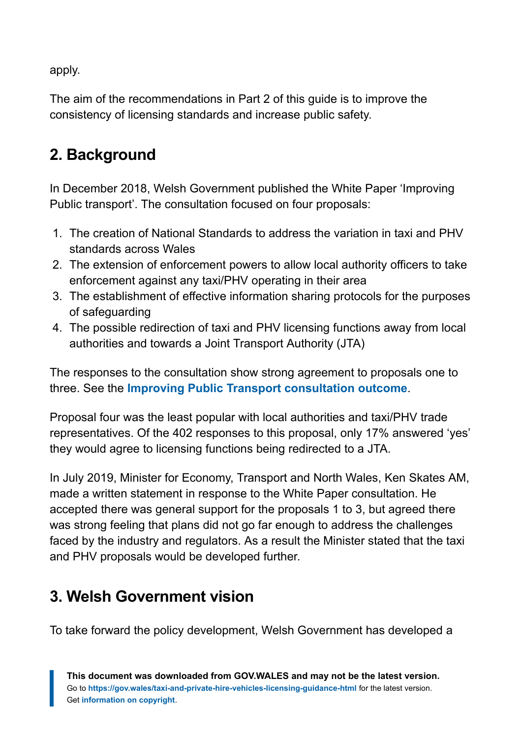apply.

The aim of the recommendations in Part 2 of this guide is to improve the consistency of licensing standards and increase public safety.

## 2. Background

In December 2018, Welsh Government published the White Paper 'Improving Public transport'. The consultation focused on four proposals:

1. The creation of National Standards to address the variation in taxi and PHV standards across Wales
2. The extension of enforcement powers to allow local authority officers to take enforcement against any taxi/PHV operating in their area
3. The establishment of effective information sharing protocols for the purposes of safeguarding
4. The possible redirection of taxi and PHV licensing functions away from local authorities and towards a Joint Transport Authority (JTA)

The responses to the consultation show strong agreement to proposals one to three. See the **Improving Public Transport consultation outcome**.

Proposal four was the least popular with local authorities and taxi/PHV trade representatives. Of the 402 responses to this proposal, only 17% answered 'yes' they would agree to licensing functions being redirected to a JTA.

In July 2019, Minister for Economy, Transport and North Wales, Ken Skates AM, made a written statement in response to the White Paper consultation. He accepted there was general support for the proposals 1 to 3, but agreed there was strong feeling that plans did not go far enough to address the challenges faced by the industry and regulators. As a result the Minister stated that the taxi and PHV proposals would be developed further.

## 3. Welsh Government vision

To take forward the policy development, Welsh Government has developed a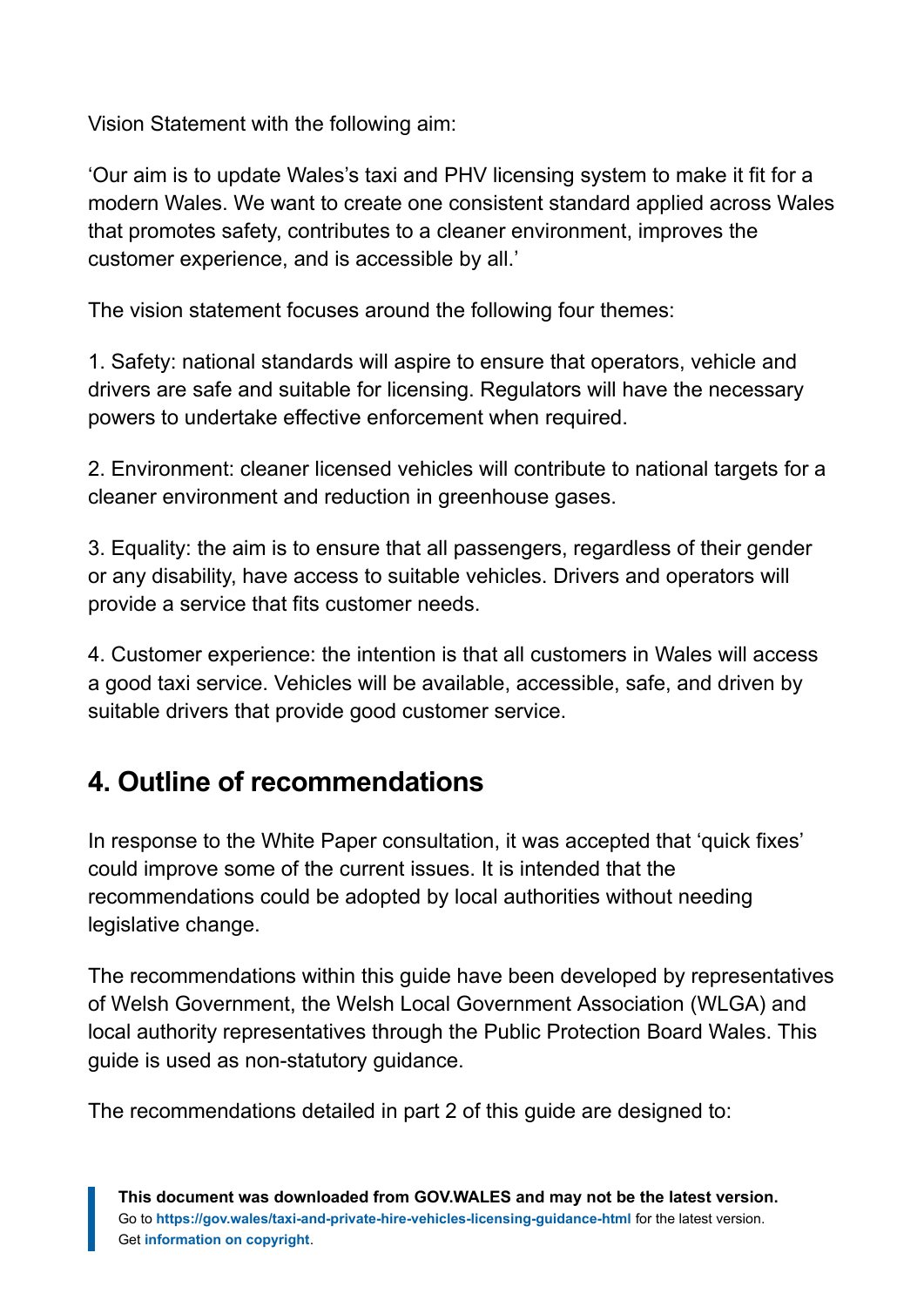Vision Statement with the following aim:

‘Our aim is to update Wales’s taxi and PHV licensing system to make it fit for a modern Wales. We want to create one consistent standard applied across Wales that promotes safety, contributes to a cleaner environment, improves the customer experience, and is accessible by all.’

The vision statement focuses around the following four themes:

1. Safety: national standards will aspire to ensure that operators, vehicle and drivers are safe and suitable for licensing. Regulators will have the necessary powers to undertake effective enforcement when required.

2. Environment: cleaner licensed vehicles will contribute to national targets for a cleaner environment and reduction in greenhouse gases.

3. Equality: the aim is to ensure that all passengers, regardless of their gender or any disability, have access to suitable vehicles. Drivers and operators will provide a service that fits customer needs.

4. Customer experience: the intention is that all customers in Wales will access a good taxi service. Vehicles will be available, accessible, safe, and driven by suitable drivers that provide good customer service.

## 4. Outline of recommendations

In response to the White Paper consultation, it was accepted that ‘quick fixes’ could improve some of the current issues. It is intended that the recommendations could be adopted by local authorities without needing legislative change.

The recommendations within this guide have been developed by representatives of Welsh Government, the Welsh Local Government Association (WLGA) and local authority representatives through the Public Protection Board Wales. This guide is used as non-statutory guidance.

The recommendations detailed in part 2 of this guide are designed to: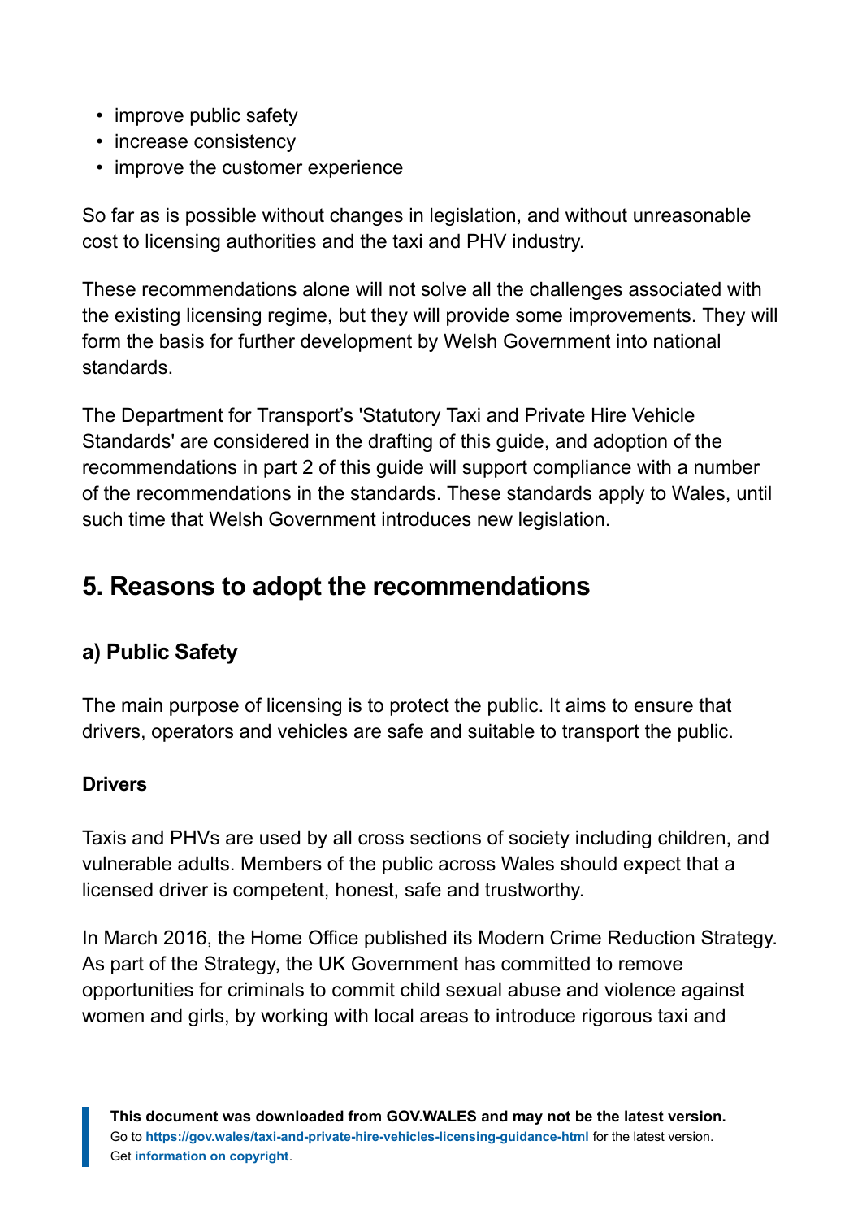- improve public safety
- increase consistency
- improve the customer experience

So far as is possible without changes in legislation, and without unreasonable cost to licensing authorities and the taxi and PHV industry.

These recommendations alone will not solve all the challenges associated with the existing licensing regime, but they will provide some improvements. They will form the basis for further development by Welsh Government into national standards.

The Department for Transport's 'Statutory Taxi and Private Hire Vehicle Standards' are considered in the drafting of this guide, and adoption of the recommendations in part 2 of this guide will support compliance with a number of the recommendations in the standards. These standards apply to Wales, until such time that Welsh Government introduces new legislation.

## 5. Reasons to adopt the recommendations

### a) Public Safety

The main purpose of licensing is to protect the public. It aims to ensure that drivers, operators and vehicles are safe and suitable to transport the public.

#### Drivers

Taxis and PHVs are used by all cross sections of society including children, and vulnerable adults. Members of the public across Wales should expect that a licensed driver is competent, honest, safe and trustworthy.

In March 2016, the Home Office published its Modern Crime Reduction Strategy. As part of the Strategy, the UK Government has committed to remove opportunities for criminals to commit child sexual abuse and violence against women and girls, by working with local areas to introduce rigorous taxi and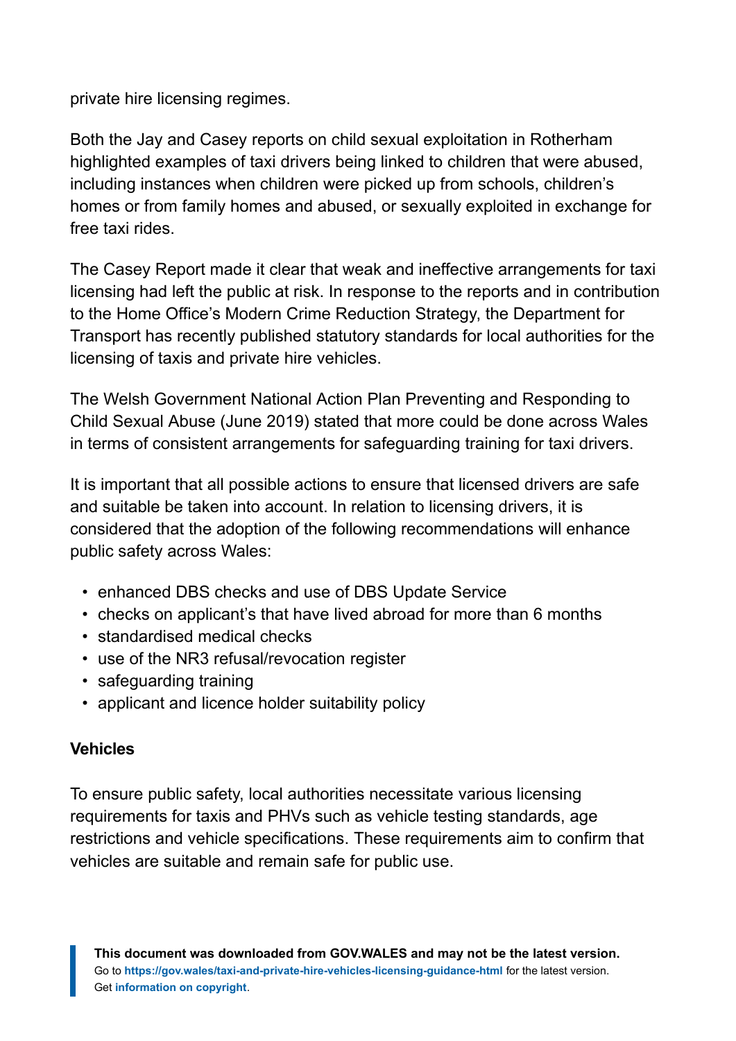private hire licensing regimes.

Both the Jay and Casey reports on child sexual exploitation in Rotherham highlighted examples of taxi drivers being linked to children that were abused, including instances when children were picked up from schools, children's homes or from family homes and abused, or sexually exploited in exchange for free taxi rides.

The Casey Report made it clear that weak and ineffective arrangements for taxi licensing had left the public at risk. In response to the reports and in contribution to the Home Office's Modern Crime Reduction Strategy, the Department for Transport has recently published statutory standards for local authorities for the licensing of taxis and private hire vehicles.

The Welsh Government National Action Plan Preventing and Responding to Child Sexual Abuse (June 2019) stated that more could be done across Wales in terms of consistent arrangements for safeguarding training for taxi drivers.

It is important that all possible actions to ensure that licensed drivers are safe and suitable be taken into account. In relation to licensing drivers, it is considered that the adoption of the following recommendations will enhance public safety across Wales:

- enhanced DBS checks and use of DBS Update Service
- checks on applicant's that have lived abroad for more than 6 months
- standardised medical checks
- use of the NR3 refusal/revocation register
- safeguarding training
- applicant and licence holder suitability policy

**Vehicles**

To ensure public safety, local authorities necessitate various licensing requirements for taxis and PHVs such as vehicle testing standards, age restrictions and vehicle specifications. These requirements aim to confirm that vehicles are suitable and remain safe for public use.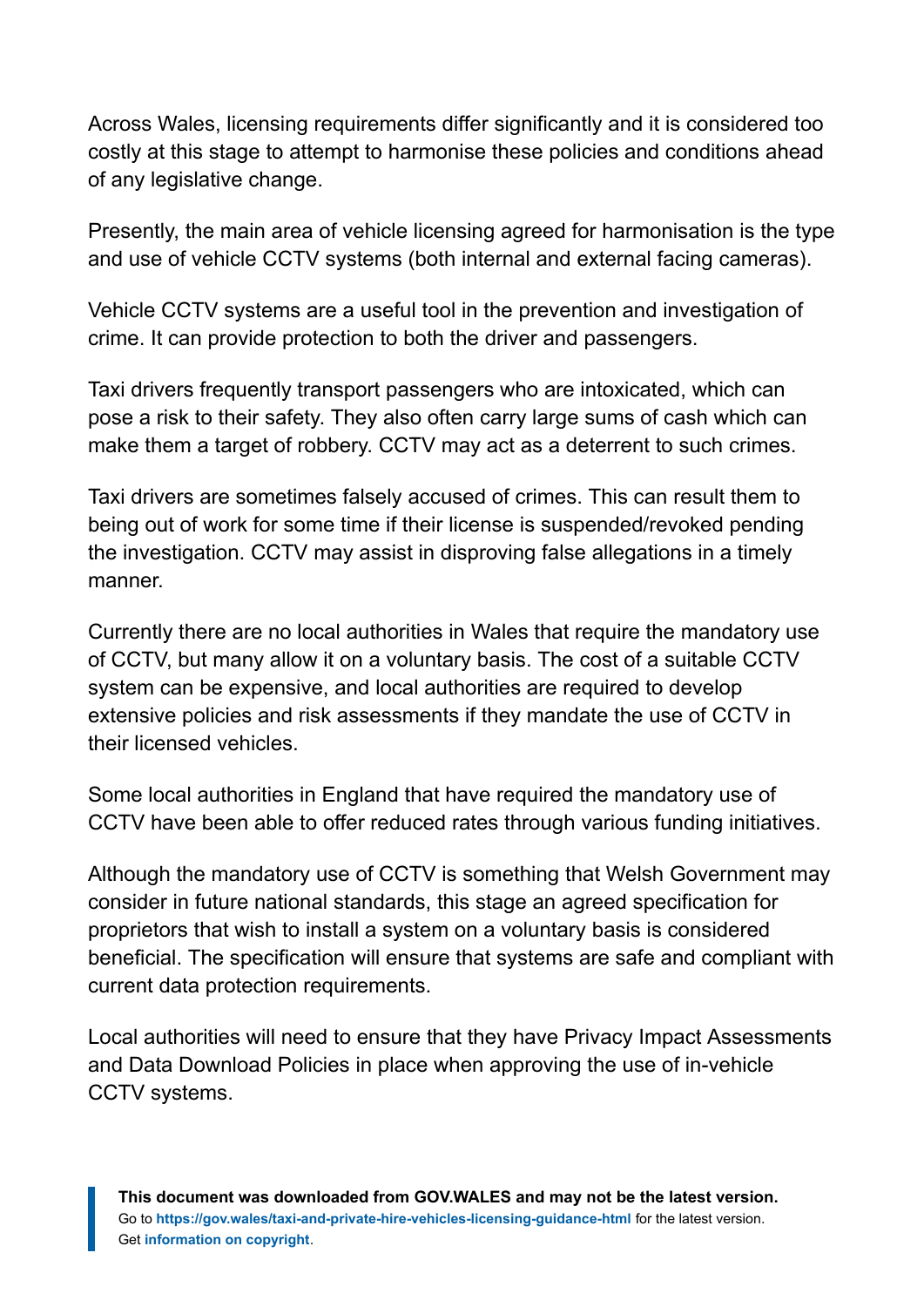Across Wales, licensing requirements differ significantly and it is considered too costly at this stage to attempt to harmonise these policies and conditions ahead of any legislative change.

Presently, the main area of vehicle licensing agreed for harmonisation is the type and use of vehicle CCTV systems (both internal and external facing cameras).

Vehicle CCTV systems are a useful tool in the prevention and investigation of crime. It can provide protection to both the driver and passengers.

Taxi drivers frequently transport passengers who are intoxicated, which can pose a risk to their safety. They also often carry large sums of cash which can make them a target of robbery. CCTV may act as a deterrent to such crimes.

Taxi drivers are sometimes falsely accused of crimes. This can result them to being out of work for some time if their license is suspended/revoked pending the investigation. CCTV may assist in disproving false allegations in a timely manner.

Currently there are no local authorities in Wales that require the mandatory use of CCTV, but many allow it on a voluntary basis. The cost of a suitable CCTV system can be expensive, and local authorities are required to develop extensive policies and risk assessments if they mandate the use of CCTV in their licensed vehicles.

Some local authorities in England that have required the mandatory use of CCTV have been able to offer reduced rates through various funding initiatives.

Although the mandatory use of CCTV is something that Welsh Government may consider in future national standards, this stage an agreed specification for proprietors that wish to install a system on a voluntary basis is considered beneficial. The specification will ensure that systems are safe and compliant with current data protection requirements.

Local authorities will need to ensure that they have Privacy Impact Assessments and Data Download Policies in place when approving the use of in-vehicle CCTV systems.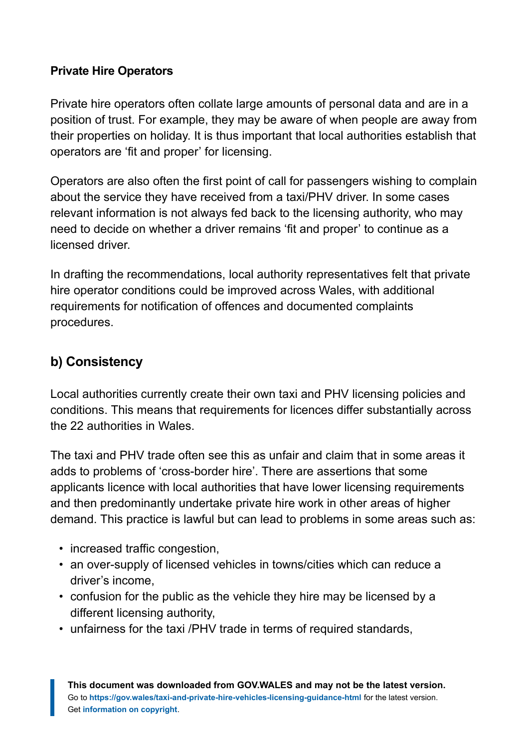**Private Hire Operators**

Private hire operators often collate large amounts of personal data and are in a position of trust. For example, they may be aware of when people are away from their properties on holiday. It is thus important that local authorities establish that operators are 'fit and proper' for licensing.

Operators are also often the first point of call for passengers wishing to complain about the service they have received from a taxi/PHV driver. In some cases relevant information is not always fed back to the licensing authority, who may need to decide on whether a driver remains 'fit and proper' to continue as a licensed driver.

In drafting the recommendations, local authority representatives felt that private hire operator conditions could be improved across Wales, with additional requirements for notification of offences and documented complaints procedures.

## b) Consistency

Local authorities currently create their own taxi and PHV licensing policies and conditions. This means that requirements for licences differ substantially across the 22 authorities in Wales.

The taxi and PHV trade often see this as unfair and claim that in some areas it adds to problems of 'cross-border hire'. There are assertions that some applicants licence with local authorities that have lower licensing requirements and then predominantly undertake private hire work in other areas of higher demand. This practice is lawful but can lead to problems in some areas such as:

- increased traffic congestion,
- an over-supply of licensed vehicles in towns/cities which can reduce a driver's income,
- confusion for the public as the vehicle they hire may be licensed by a different licensing authority,
- unfairness for the taxi /PHV trade in terms of required standards,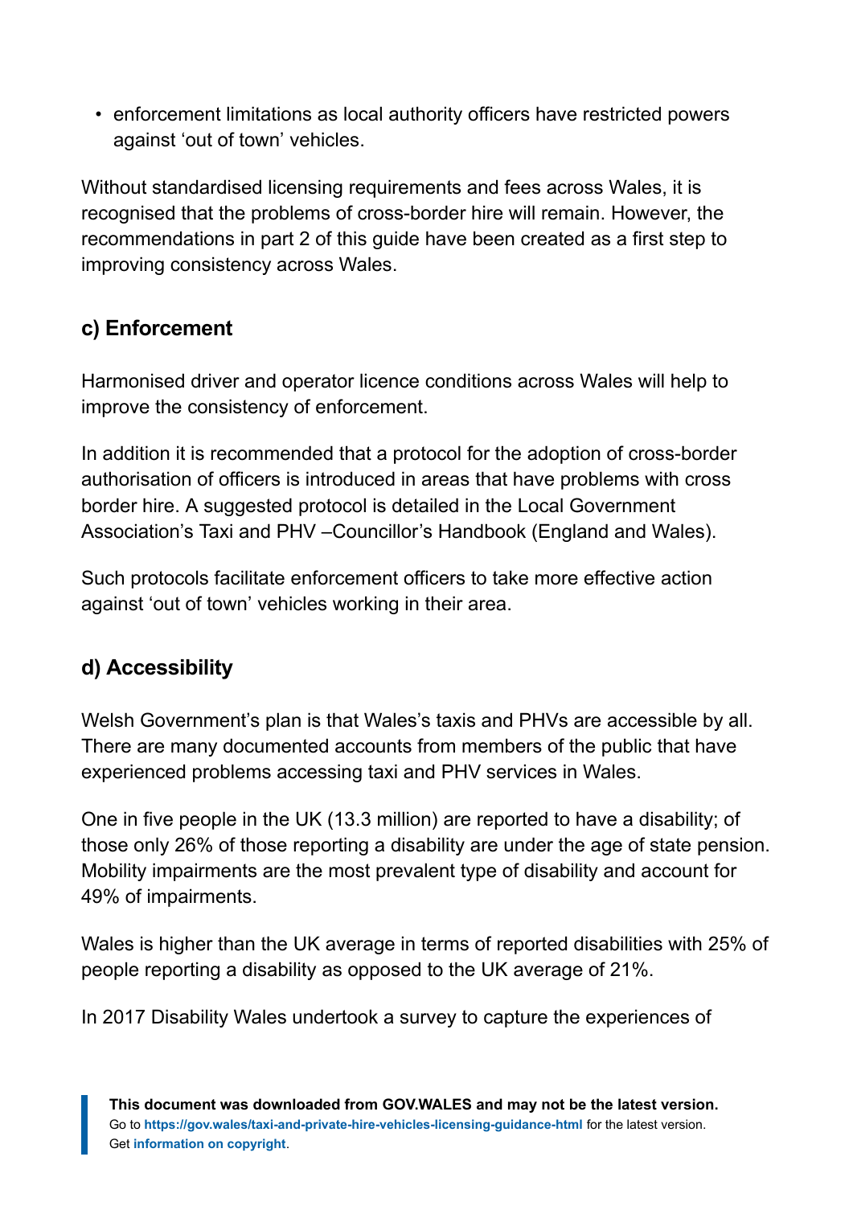- enforcement limitations as local authority officers have restricted powers against 'out of town' vehicles.

Without standardised licensing requirements and fees across Wales, it is recognised that the problems of cross-border hire will remain. However, the recommendations in part 2 of this guide have been created as a first step to improving consistency across Wales.

### c) Enforcement

Harmonised driver and operator licence conditions across Wales will help to improve the consistency of enforcement.

In addition it is recommended that a protocol for the adoption of cross-border authorisation of officers is introduced in areas that have problems with cross border hire. A suggested protocol is detailed in the Local Government Association's Taxi and PHV –Councillor's Handbook (England and Wales).

Such protocols facilitate enforcement officers to take more effective action against 'out of town' vehicles working in their area.

### d) Accessibility

Welsh Government's plan is that Wales's taxis and PHVs are accessible by all. There are many documented accounts from members of the public that have experienced problems accessing taxi and PHV services in Wales.

One in five people in the UK (13.3 million) are reported to have a disability; of those only 26% of those reporting a disability are under the age of state pension. Mobility impairments are the most prevalent type of disability and account for 49% of impairments.

Wales is higher than the UK average in terms of reported disabilities with 25% of people reporting a disability as opposed to the UK average of 21%.

In 2017 Disability Wales undertook a survey to capture the experiences of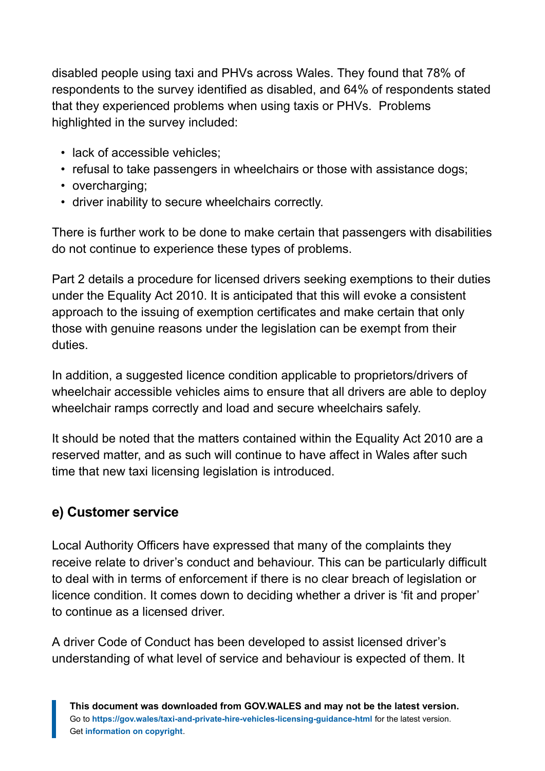disabled people using taxi and PHVs across Wales. They found that 78% of respondents to the survey identified as disabled, and 64% of respondents stated that they experienced problems when using taxis or PHVs.  Problems highlighted in the survey included:

- lack of accessible vehicles;
- refusal to take passengers in wheelchairs or those with assistance dogs;
- overcharging;
- driver inability to secure wheelchairs correctly.

There is further work to be done to make certain that passengers with disabilities do not continue to experience these types of problems.

Part 2 details a procedure for licensed drivers seeking exemptions to their duties under the Equality Act 2010. It is anticipated that this will evoke a consistent approach to the issuing of exemption certificates and make certain that only those with genuine reasons under the legislation can be exempt from their duties.

In addition, a suggested licence condition applicable to proprietors/drivers of wheelchair accessible vehicles aims to ensure that all drivers are able to deploy wheelchair ramps correctly and load and secure wheelchairs safely.

It should be noted that the matters contained within the Equality Act 2010 are a reserved matter, and as such will continue to have affect in Wales after such time that new taxi licensing legislation is introduced.

## e) Customer service

Local Authority Officers have expressed that many of the complaints they receive relate to driver's conduct and behaviour. This can be particularly difficult to deal with in terms of enforcement if there is no clear breach of legislation or licence condition. It comes down to deciding whether a driver is 'fit and proper' to continue as a licensed driver.

A driver Code of Conduct has been developed to assist licensed driver's understanding of what level of service and behaviour is expected of them. It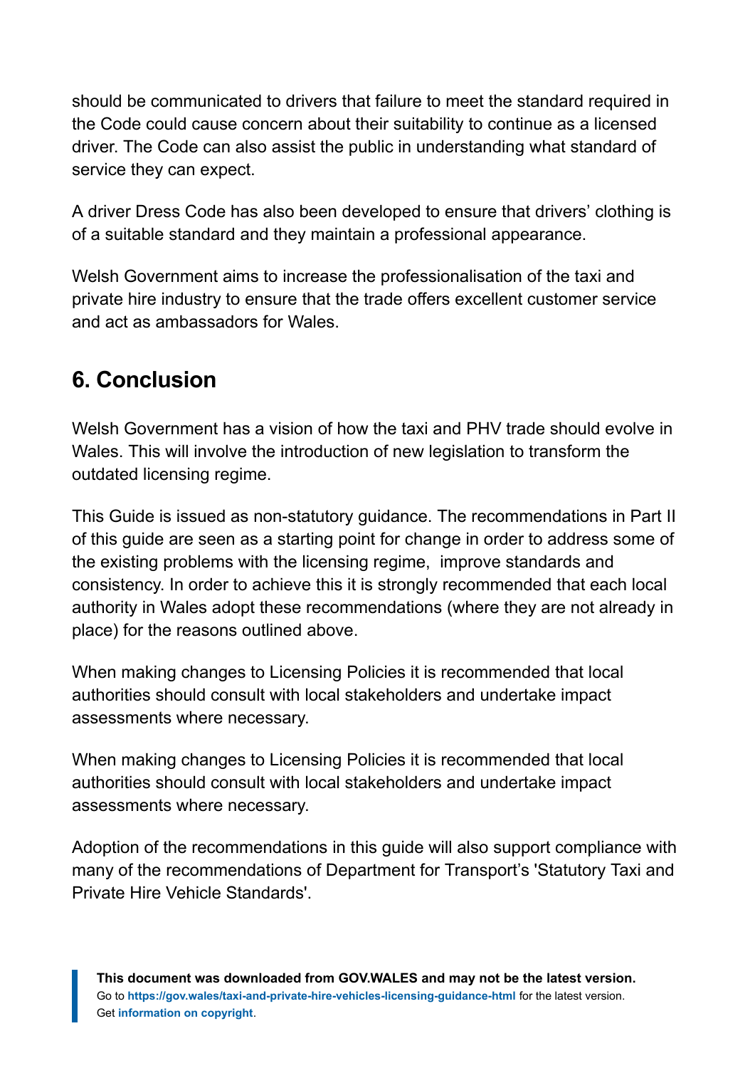should be communicated to drivers that failure to meet the standard required in the Code could cause concern about their suitability to continue as a licensed driver. The Code can also assist the public in understanding what standard of service they can expect.

A driver Dress Code has also been developed to ensure that drivers' clothing is of a suitable standard and they maintain a professional appearance.

Welsh Government aims to increase the professionalisation of the taxi and private hire industry to ensure that the trade offers excellent customer service and act as ambassadors for Wales.

## 6. Conclusion

Welsh Government has a vision of how the taxi and PHV trade should evolve in Wales. This will involve the introduction of new legislation to transform the outdated licensing regime.

This Guide is issued as non-statutory guidance. The recommendations in Part II of this guide are seen as a starting point for change in order to address some of the existing problems with the licensing regime, improve standards and consistency. In order to achieve this it is strongly recommended that each local authority in Wales adopt these recommendations (where they are not already in place) for the reasons outlined above.

When making changes to Licensing Policies it is recommended that local authorities should consult with local stakeholders and undertake impact assessments where necessary.

When making changes to Licensing Policies it is recommended that local authorities should consult with local stakeholders and undertake impact assessments where necessary.

Adoption of the recommendations in this guide will also support compliance with many of the recommendations of Department for Transport's 'Statutory Taxi and Private Hire Vehicle Standards'.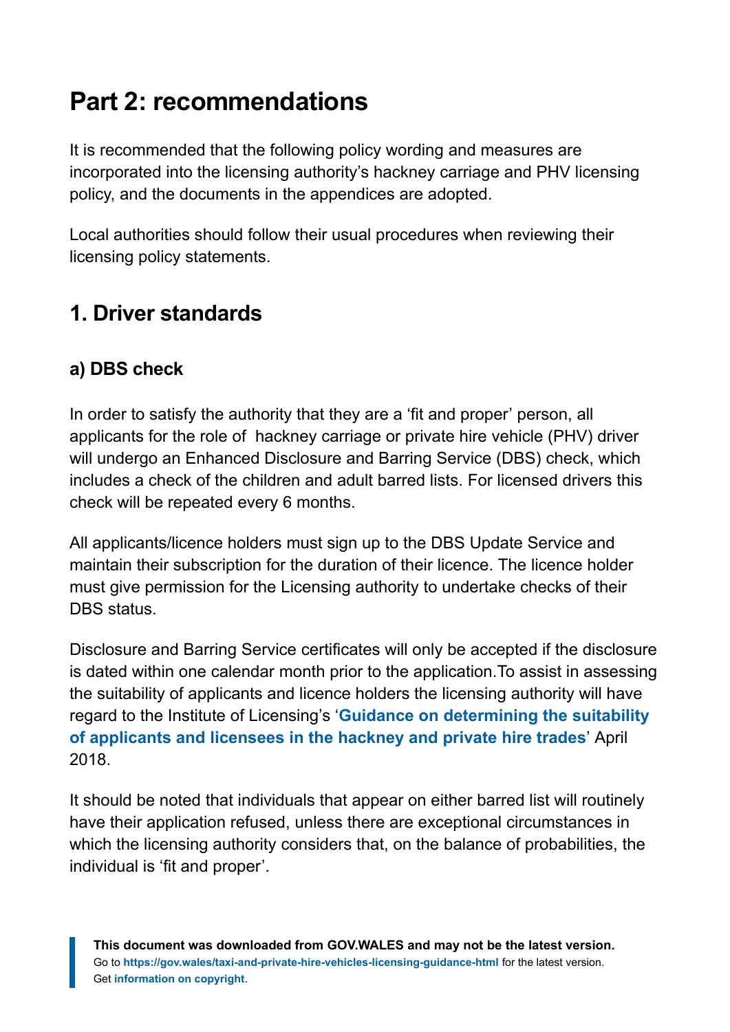# Part 2: recommendations

It is recommended that the following policy wording and measures are incorporated into the licensing authority's hackney carriage and PHV licensing policy, and the documents in the appendices are adopted.

Local authorities should follow their usual procedures when reviewing their licensing policy statements.

## 1. Driver standards

### a) DBS check

In order to satisfy the authority that they are a 'fit and proper' person, all applicants for the role of hackney carriage or private hire vehicle (PHV) driver will undergo an Enhanced Disclosure and Barring Service (DBS) check, which includes a check of the children and adult barred lists. For licensed drivers this check will be repeated every 6 months.

All applicants/licence holders must sign up to the DBS Update Service and maintain their subscription for the duration of their licence. The licence holder must give permission for the Licensing authority to undertake checks of their DBS status.

Disclosure and Barring Service certificates will only be accepted if the disclosure is dated within one calendar month prior to the application. To assist in assessing the suitability of applicants and licence holders the licensing authority will have regard to the Institute of Licensing's '**Guidance on determining the suitability of applicants and licensees in the hackney and private hire trades**' April 2018.

It should be noted that individuals that appear on either barred list will routinely have their application refused, unless there are exceptional circumstances in which the licensing authority considers that, on the balance of probabilities, the individual is 'fit and proper'.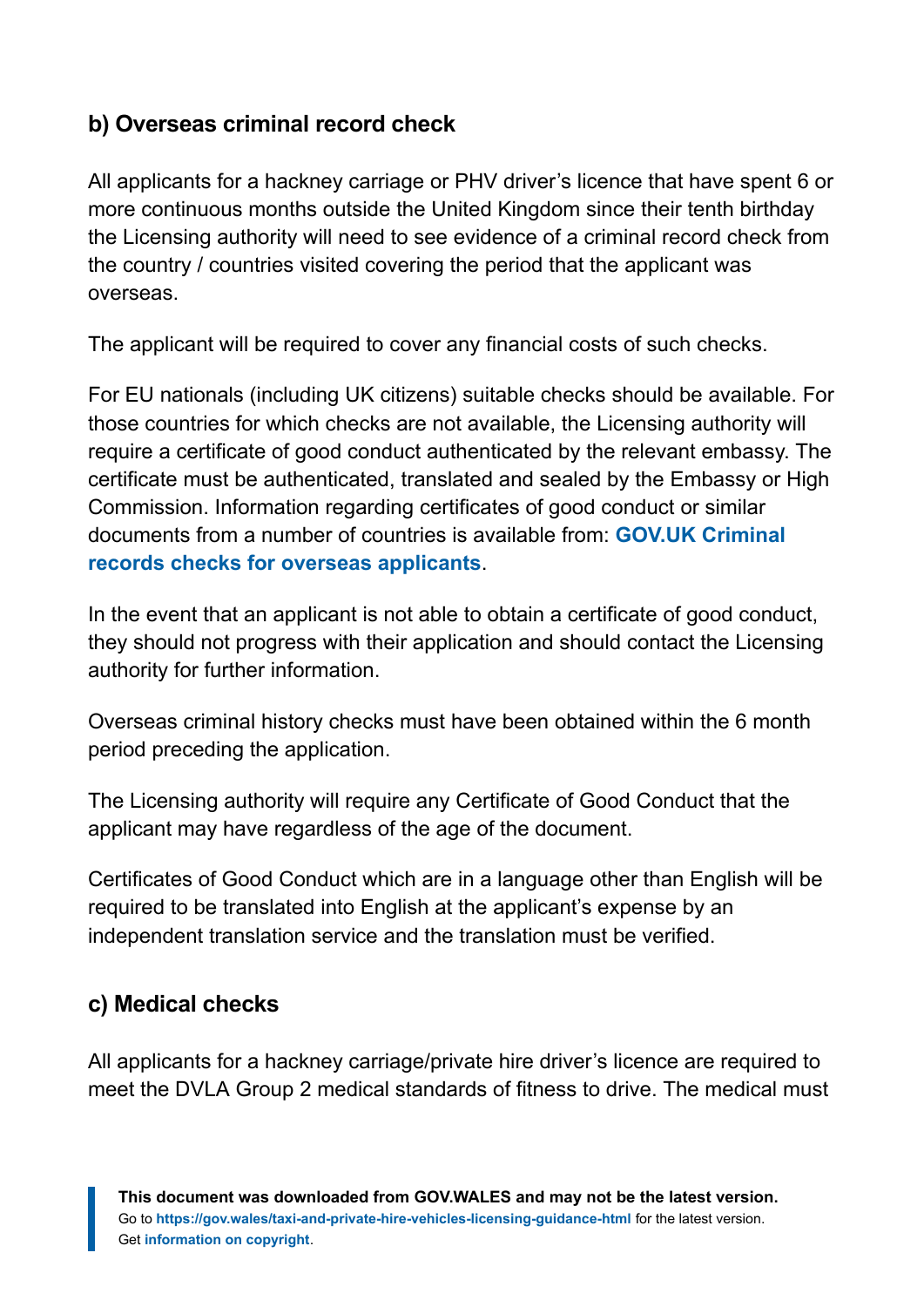### b) Overseas criminal record check

All applicants for a hackney carriage or PHV driver's licence that have spent 6 or more continuous months outside the United Kingdom since their tenth birthday the Licensing authority will need to see evidence of a criminal record check from the country / countries visited covering the period that the applicant was overseas.

The applicant will be required to cover any financial costs of such checks.

For EU nationals (including UK citizens) suitable checks should be available. For those countries for which checks are not available, the Licensing authority will require a certificate of good conduct authenticated by the relevant embassy. The certificate must be authenticated, translated and sealed by the Embassy or High Commission. Information regarding certificates of good conduct or similar documents from a number of countries is available from: **GOV.UK Criminal records checks for overseas applicants**.

In the event that an applicant is not able to obtain a certificate of good conduct, they should not progress with their application and should contact the Licensing authority for further information.

Overseas criminal history checks must have been obtained within the 6 month period preceding the application.

The Licensing authority will require any Certificate of Good Conduct that the applicant may have regardless of the age of the document.

Certificates of Good Conduct which are in a language other than English will be required to be translated into English at the applicant's expense by an independent translation service and the translation must be verified.

### c) Medical checks

All applicants for a hackney carriage/private hire driver's licence are required to meet the DVLA Group 2 medical standards of fitness to drive. The medical must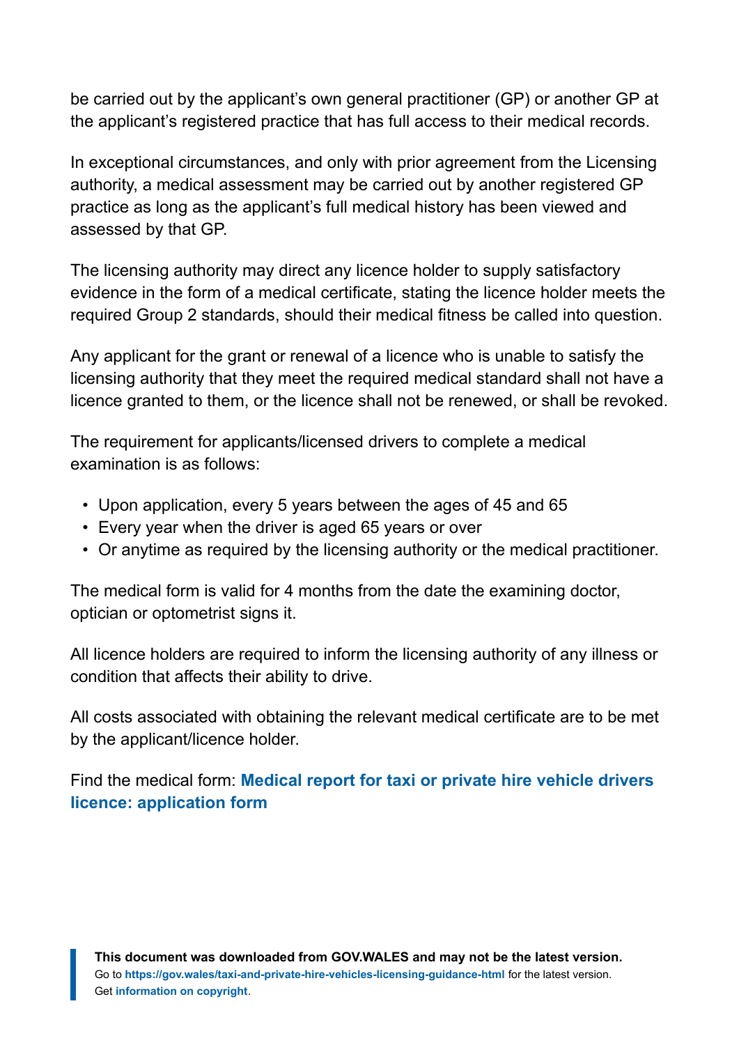be carried out by the applicant's own general practitioner (GP) or another GP at the applicant's registered practice that has full access to their medical records.

In exceptional circumstances, and only with prior agreement from the Licensing authority, a medical assessment may be carried out by another registered GP practice as long as the applicant's full medical history has been viewed and assessed by that GP.

The licensing authority may direct any licence holder to supply satisfactory evidence in the form of a medical certificate, stating the licence holder meets the required Group 2 standards, should their medical fitness be called into question.

Any applicant for the grant or renewal of a licence who is unable to satisfy the licensing authority that they meet the required medical standard shall not have a licence granted to them, or the licence shall not be renewed, or shall be revoked.

The requirement for applicants/licensed drivers to complete a medical examination is as follows:

- Upon application, every 5 years between the ages of 45 and 65
- Every year when the driver is aged 65 years or over
- Or anytime as required by the licensing authority or the medical practitioner.

The medical form is valid for 4 months from the date the examining doctor, optician or optometrist signs it.

All licence holders are required to inform the licensing authority of any illness or condition that affects their ability to drive.

All costs associated with obtaining the relevant medical certificate are to be met by the applicant/licence holder.

Find the medical form: **Medical report for taxi or private hire vehicle drivers licence: application form**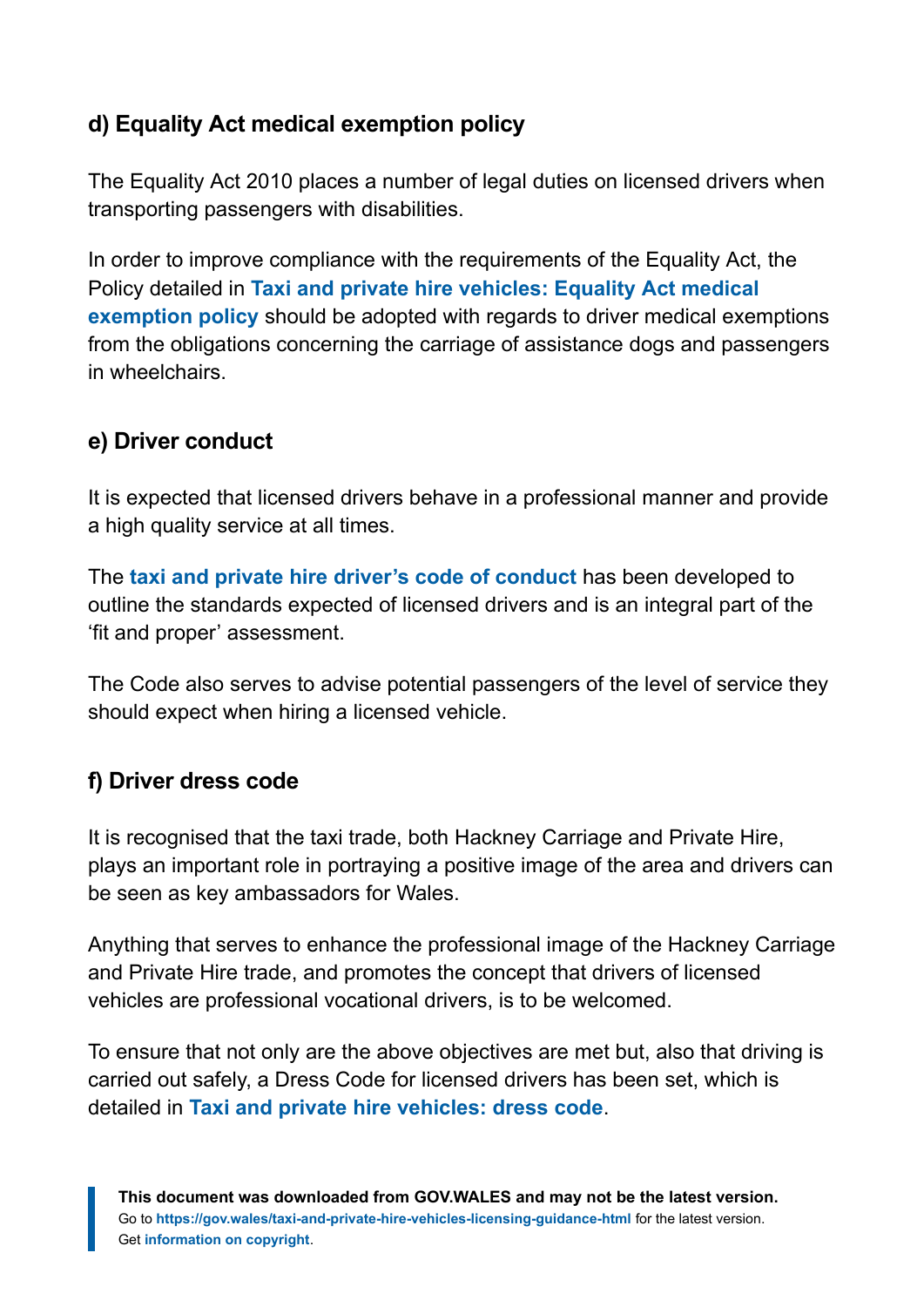### d) Equality Act medical exemption policy

The Equality Act 2010 places a number of legal duties on licensed drivers when transporting passengers with disabilities.

In order to improve compliance with the requirements of the Equality Act, the Policy detailed in **Taxi and private hire vehicles: Equality Act medical exemption policy** should be adopted with regards to driver medical exemptions from the obligations concerning the carriage of assistance dogs and passengers in wheelchairs.

### e) Driver conduct

It is expected that licensed drivers behave in a professional manner and provide a high quality service at all times.

The **taxi and private hire driver's code of conduct** has been developed to outline the standards expected of licensed drivers and is an integral part of the 'fit and proper' assessment.

The Code also serves to advise potential passengers of the level of service they should expect when hiring a licensed vehicle.

### f) Driver dress code

It is recognised that the taxi trade, both Hackney Carriage and Private Hire, plays an important role in portraying a positive image of the area and drivers can be seen as key ambassadors for Wales.

Anything that serves to enhance the professional image of the Hackney Carriage and Private Hire trade, and promotes the concept that drivers of licensed vehicles are professional vocational drivers, is to be welcomed.

To ensure that not only are the above objectives are met but, also that driving is carried out safely, a Dress Code for licensed drivers has been set, which is detailed in **Taxi and private hire vehicles: dress code**.

**This document was downloaded from GOV.WALES and may not be the latest version.**
Go to **https://gov.wales/taxi-and-private-hire-vehicles-licensing-guidance-html** for the latest version.
Get **information on copyright**.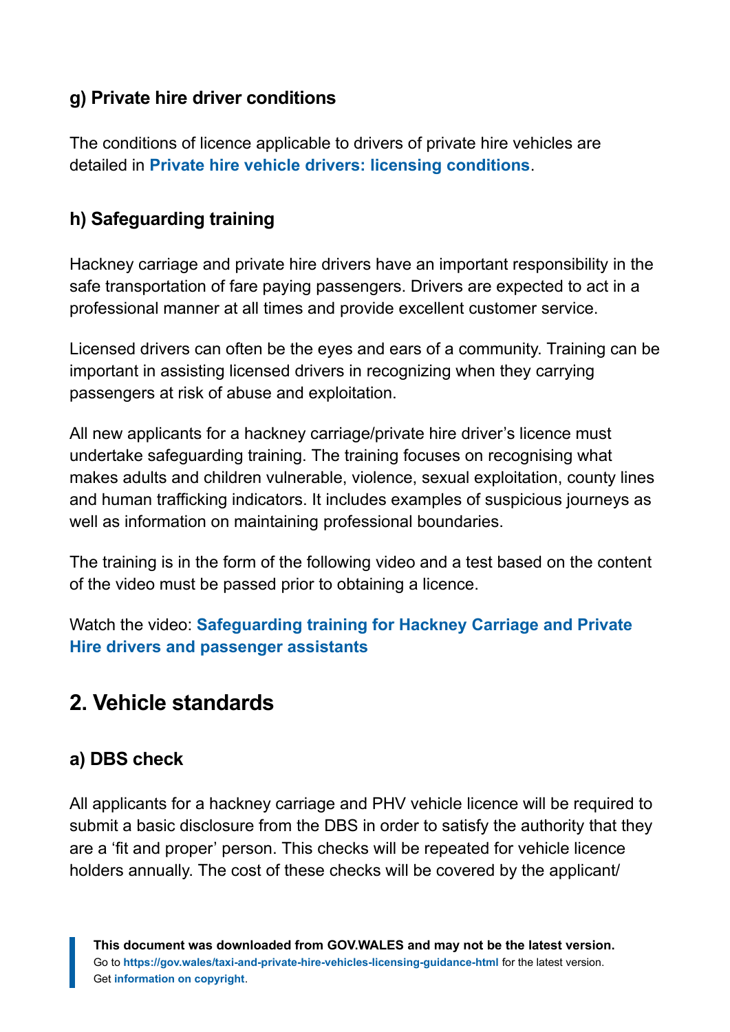### g) Private hire driver conditions

The conditions of licence applicable to drivers of private hire vehicles are detailed in **Private hire vehicle drivers: licensing conditions**.

### h) Safeguarding training

Hackney carriage and private hire drivers have an important responsibility in the safe transportation of fare paying passengers. Drivers are expected to act in a professional manner at all times and provide excellent customer service.

Licensed drivers can often be the eyes and ears of a community. Training can be important in assisting licensed drivers in recognizing when they carrying passengers at risk of abuse and exploitation.

All new applicants for a hackney carriage/private hire driver's licence must undertake safeguarding training. The training focuses on recognising what makes adults and children vulnerable, violence, sexual exploitation, county lines and human trafficking indicators. It includes examples of suspicious journeys as well as information on maintaining professional boundaries.

The training is in the form of the following video and a test based on the content of the video must be passed prior to obtaining a licence.

Watch the video: **Safeguarding training for Hackney Carriage and Private Hire drivers and passenger assistants**

## 2. Vehicle standards

### a) DBS check

All applicants for a hackney carriage and PHV vehicle licence will be required to submit a basic disclosure from the DBS in order to satisfy the authority that they are a 'fit and proper' person. This checks will be repeated for vehicle licence holders annually. The cost of these checks will be covered by the applicant/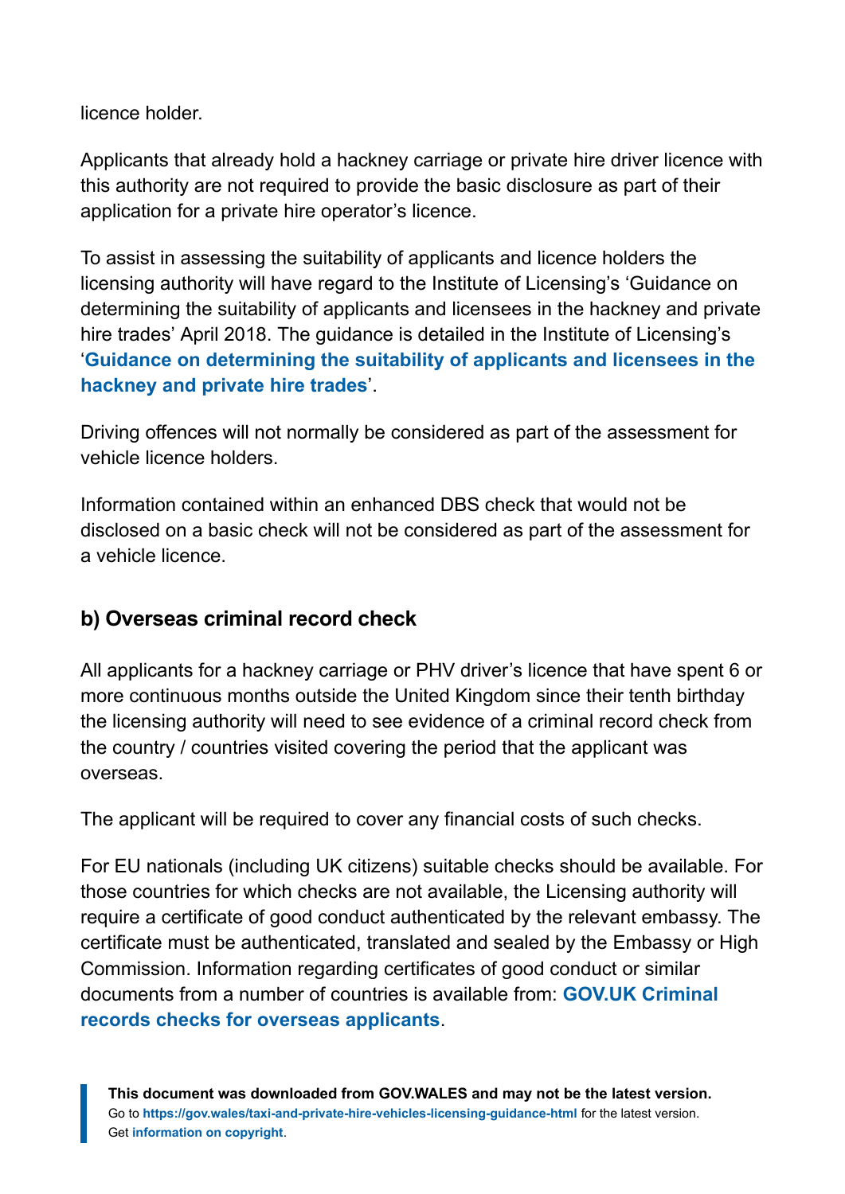licence holder.

Applicants that already hold a hackney carriage or private hire driver licence with this authority are not required to provide the basic disclosure as part of their application for a private hire operator's licence.

To assist in assessing the suitability of applicants and licence holders the licensing authority will have regard to the Institute of Licensing's 'Guidance on determining the suitability of applicants and licensees in the hackney and private hire trades' April 2018. The guidance is detailed in the Institute of Licensing's '**Guidance on determining the suitability of applicants and licensees in the hackney and private hire trades**'.

Driving offences will not normally be considered as part of the assessment for vehicle licence holders.

Information contained within an enhanced DBS check that would not be disclosed on a basic check will not be considered as part of the assessment for a vehicle licence.

### b) Overseas criminal record check

All applicants for a hackney carriage or PHV driver's licence that have spent 6 or more continuous months outside the United Kingdom since their tenth birthday the licensing authority will need to see evidence of a criminal record check from the country / countries visited covering the period that the applicant was overseas.

The applicant will be required to cover any financial costs of such checks.

For EU nationals (including UK citizens) suitable checks should be available. For those countries for which checks are not available, the Licensing authority will require a certificate of good conduct authenticated by the relevant embassy. The certificate must be authenticated, translated and sealed by the Embassy or High Commission. Information regarding certificates of good conduct or similar documents from a number of countries is available from: **GOV.UK Criminal records checks for overseas applicants**.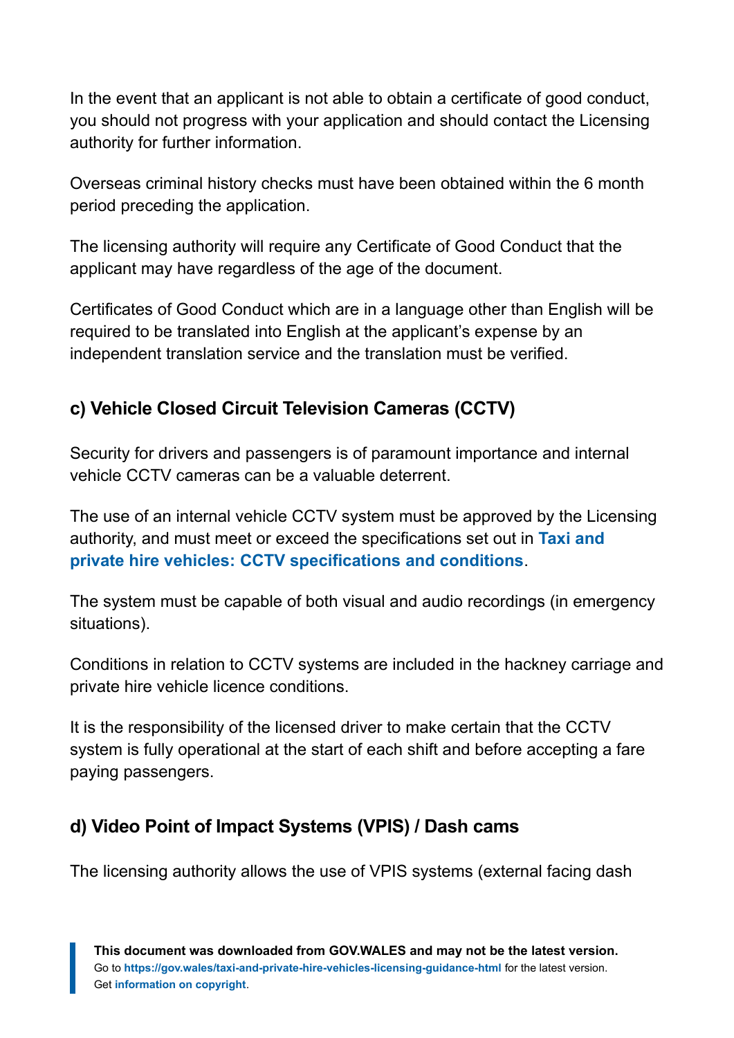In the event that an applicant is not able to obtain a certificate of good conduct, you should not progress with your application and should contact the Licensing authority for further information.

Overseas criminal history checks must have been obtained within the 6 month period preceding the application.

The licensing authority will require any Certificate of Good Conduct that the applicant may have regardless of the age of the document.

Certificates of Good Conduct which are in a language other than English will be required to be translated into English at the applicant's expense by an independent translation service and the translation must be verified.

### c) Vehicle Closed Circuit Television Cameras (CCTV)

Security for drivers and passengers is of paramount importance and internal vehicle CCTV cameras can be a valuable deterrent.

The use of an internal vehicle CCTV system must be approved by the Licensing authority, and must meet or exceed the specifications set out in **Taxi and private hire vehicles: CCTV specifications and conditions**.

The system must be capable of both visual and audio recordings (in emergency situations).

Conditions in relation to CCTV systems are included in the hackney carriage and private hire vehicle licence conditions.

It is the responsibility of the licensed driver to make certain that the CCTV system is fully operational at the start of each shift and before accepting a fare paying passengers.

### d) Video Point of Impact Systems (VPIS) / Dash cams

The licensing authority allows the use of VPIS systems (external facing dash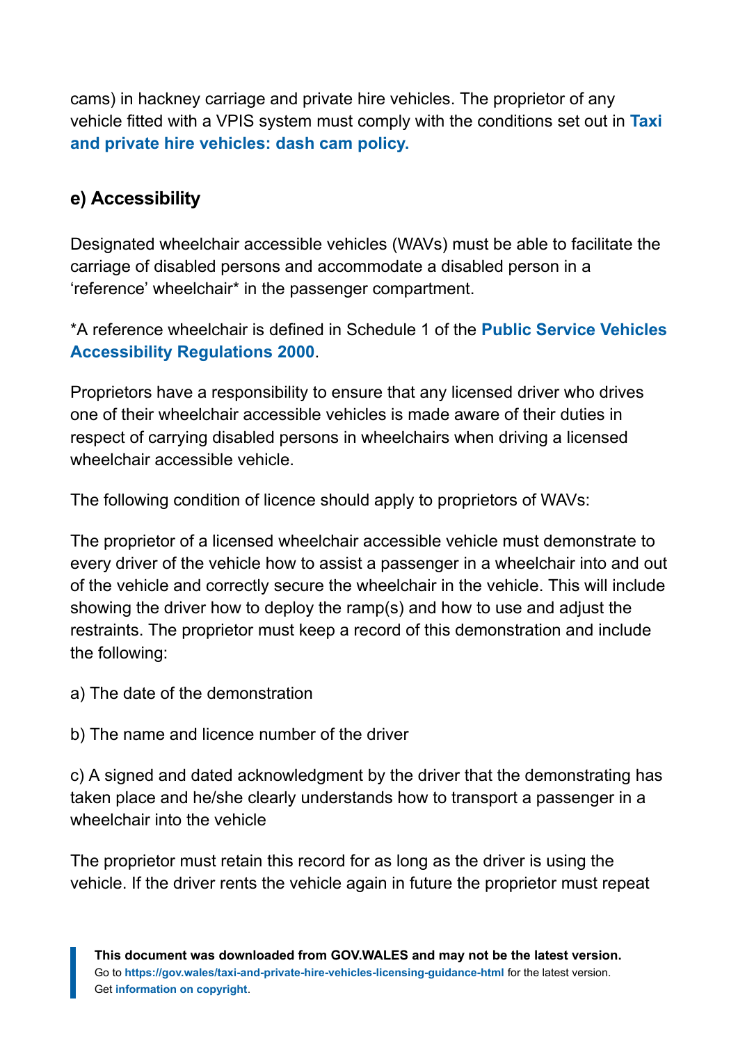cams) in hackney carriage and private hire vehicles. The proprietor of any vehicle fitted with a VPIS system must comply with the conditions set out in **Taxi and private hire vehicles: dash cam policy.**

## e) Accessibility

Designated wheelchair accessible vehicles (WAVs) must be able to facilitate the carriage of disabled persons and accommodate a disabled person in a 'reference' wheelchair* in the passenger compartment.

*A reference wheelchair is defined in Schedule 1 of the **Public Service Vehicles Accessibility Regulations 2000**.

Proprietors have a responsibility to ensure that any licensed driver who drives one of their wheelchair accessible vehicles is made aware of their duties in respect of carrying disabled persons in wheelchairs when driving a licensed wheelchair accessible vehicle.

The following condition of licence should apply to proprietors of WAVs:

The proprietor of a licensed wheelchair accessible vehicle must demonstrate to every driver of the vehicle how to assist a passenger in a wheelchair into and out of the vehicle and correctly secure the wheelchair in the vehicle. This will include showing the driver how to deploy the ramp(s) and how to use and adjust the restraints. The proprietor must keep a record of this demonstration and include the following:

a) The date of the demonstration

b) The name and licence number of the driver

c) A signed and dated acknowledgment by the driver that the demonstrating has taken place and he/she clearly understands how to transport a passenger in a wheelchair into the vehicle

The proprietor must retain this record for as long as the driver is using the vehicle. If the driver rents the vehicle again in future the proprietor must repeat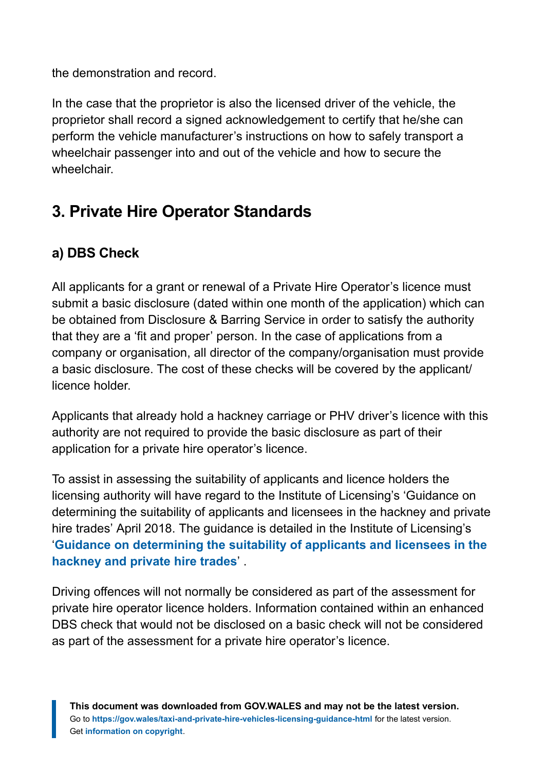the demonstration and record.

In the case that the proprietor is also the licensed driver of the vehicle, the proprietor shall record a signed acknowledgement to certify that he/she can perform the vehicle manufacturer's instructions on how to safely transport a wheelchair passenger into and out of the vehicle and how to secure the wheelchair.

## 3. Private Hire Operator Standards

### a) DBS Check

All applicants for a grant or renewal of a Private Hire Operator's licence must submit a basic disclosure (dated within one month of the application) which can be obtained from Disclosure & Barring Service in order to satisfy the authority that they are a 'fit and proper' person. In the case of applications from a company or organisation, all director of the company/organisation must provide a basic disclosure. The cost of these checks will be covered by the applicant/licence holder.

Applicants that already hold a hackney carriage or PHV driver's licence with this authority are not required to provide the basic disclosure as part of their application for a private hire operator's licence.

To assist in assessing the suitability of applicants and licence holders the licensing authority will have regard to the Institute of Licensing's 'Guidance on determining the suitability of applicants and licensees in the hackney and private hire trades' April 2018. The guidance is detailed in the Institute of Licensing's '**Guidance on determining the suitability of applicants and licensees in the hackney and private hire trades**' .

Driving offences will not normally be considered as part of the assessment for private hire operator licence holders. Information contained within an enhanced DBS check that would not be disclosed on a basic check will not be considered as part of the assessment for a private hire operator's licence.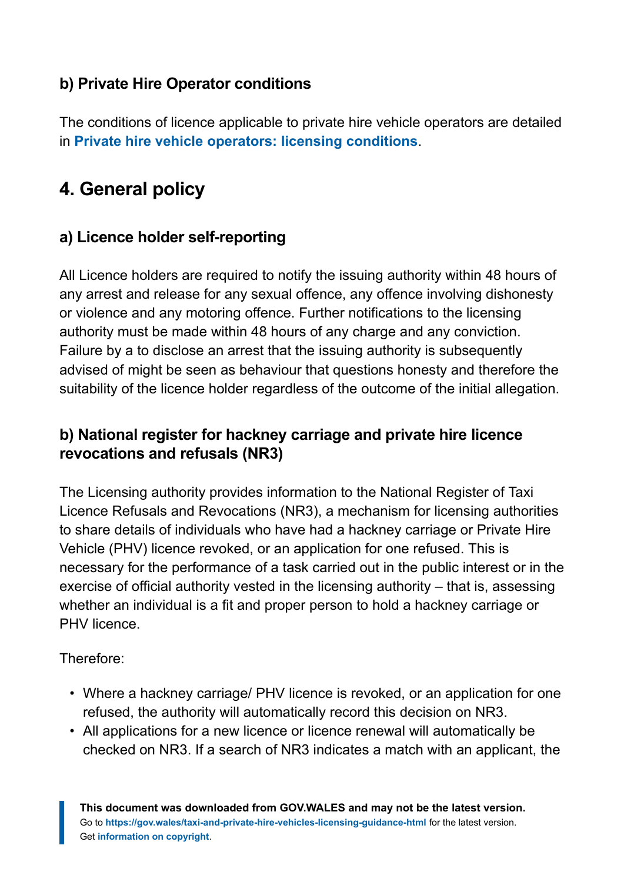### b) Private Hire Operator conditions

The conditions of licence applicable to private hire vehicle operators are detailed in **Private hire vehicle operators: licensing conditions**.

## 4. General policy

### a) Licence holder self-reporting

All Licence holders are required to notify the issuing authority within 48 hours of any arrest and release for any sexual offence, any offence involving dishonesty or violence and any motoring offence. Further notifications to the licensing authority must be made within 48 hours of any charge and any conviction. Failure by a to disclose an arrest that the issuing authority is subsequently advised of might be seen as behaviour that questions honesty and therefore the suitability of the licence holder regardless of the outcome of the initial allegation.

### b) National register for hackney carriage and private hire licence revocations and refusals (NR3)

The Licensing authority provides information to the National Register of Taxi Licence Refusals and Revocations (NR3), a mechanism for licensing authorities to share details of individuals who have had a hackney carriage or Private Hire Vehicle (PHV) licence revoked, or an application for one refused. This is necessary for the performance of a task carried out in the public interest or in the exercise of official authority vested in the licensing authority – that is, assessing whether an individual is a fit and proper person to hold a hackney carriage or PHV licence.

Therefore:

- Where a hackney carriage/ PHV licence is revoked, or an application for one refused, the authority will automatically record this decision on NR3.
- All applications for a new licence or licence renewal will automatically be checked on NR3. If a search of NR3 indicates a match with an applicant, the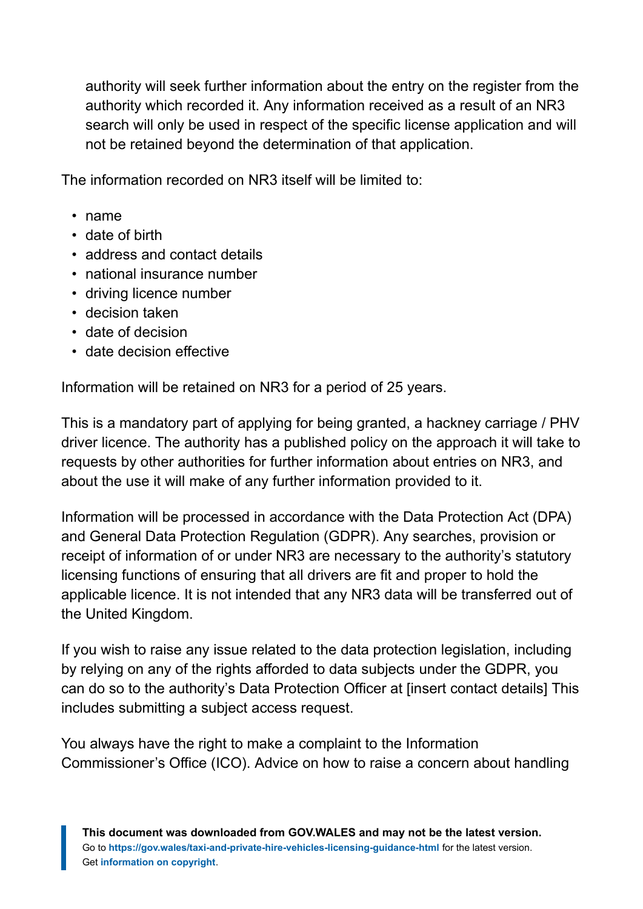authority will seek further information about the entry on the register from the authority which recorded it. Any information received as a result of an NR3 search will only be used in respect of the specific license application and will not be retained beyond the determination of that application.

The information recorded on NR3 itself will be limited to:

- name
- date of birth
- address and contact details
- national insurance number
- driving licence number
- decision taken
- date of decision
- date decision effective

Information will be retained on NR3 for a period of 25 years.

This is a mandatory part of applying for being granted, a hackney carriage / PHV driver licence. The authority has a published policy on the approach it will take to requests by other authorities for further information about entries on NR3, and about the use it will make of any further information provided to it.

Information will be processed in accordance with the Data Protection Act (DPA) and General Data Protection Regulation (GDPR). Any searches, provision or receipt of information of or under NR3 are necessary to the authority's statutory licensing functions of ensuring that all drivers are fit and proper to hold the applicable licence. It is not intended that any NR3 data will be transferred out of the United Kingdom.

If you wish to raise any issue related to the data protection legislation, including by relying on any of the rights afforded to data subjects under the GDPR, you can do so to the authority's Data Protection Officer at [insert contact details] This includes submitting a subject access request.

You always have the right to make a complaint to the Information Commissioner's Office (ICO). Advice on how to raise a concern about handling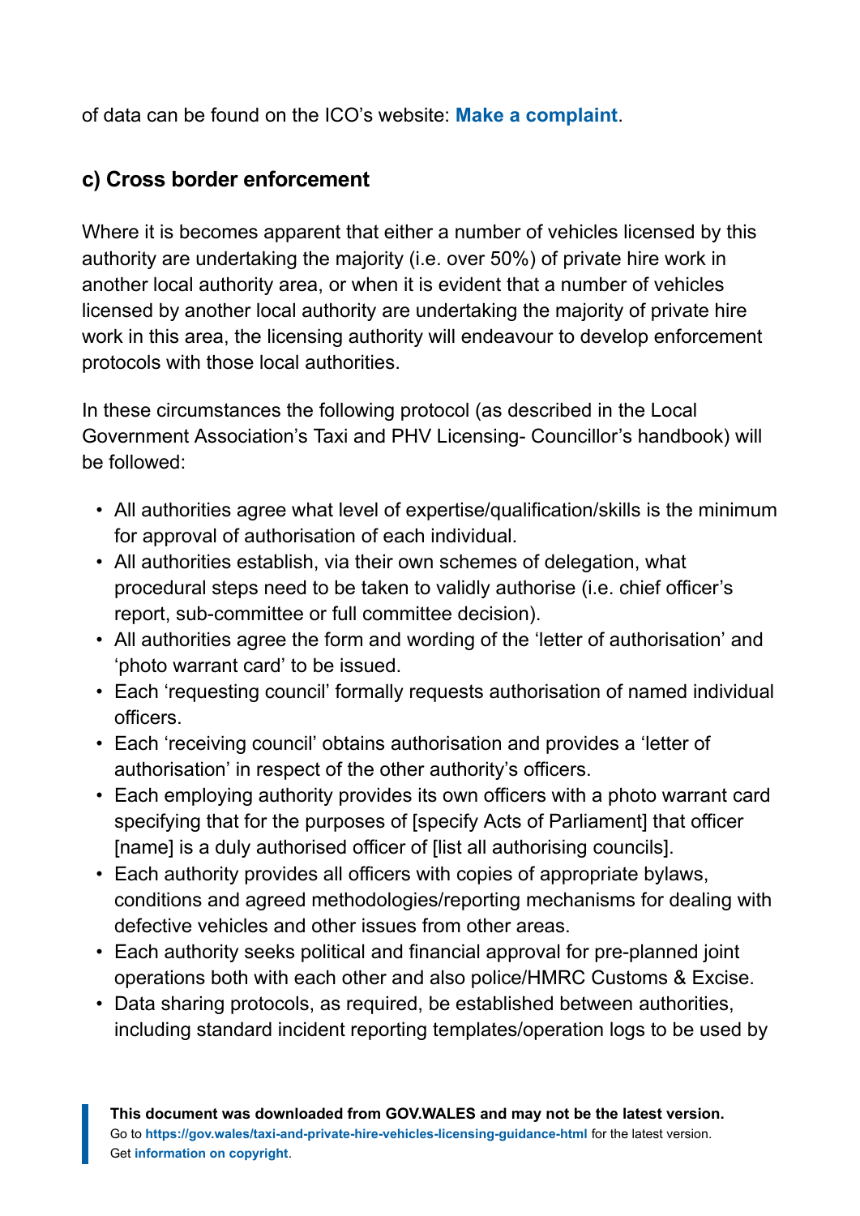of data can be found on the ICO's website: **Make a complaint**.

### c) Cross border enforcement

Where it is becomes apparent that either a number of vehicles licensed by this authority are undertaking the majority (i.e. over 50%) of private hire work in another local authority area, or when it is evident that a number of vehicles licensed by another local authority are undertaking the majority of private hire work in this area, the licensing authority will endeavour to develop enforcement protocols with those local authorities.

In these circumstances the following protocol (as described in the Local Government Association's Taxi and PHV Licensing- Councillor's handbook) will be followed:

- All authorities agree what level of expertise/qualification/skills is the minimum for approval of authorisation of each individual.
- All authorities establish, via their own schemes of delegation, what procedural steps need to be taken to validly authorise (i.e. chief officer's report, sub-committee or full committee decision).
- All authorities agree the form and wording of the 'letter of authorisation' and 'photo warrant card' to be issued.
- Each 'requesting council' formally requests authorisation of named individual officers.
- Each 'receiving council' obtains authorisation and provides a 'letter of authorisation' in respect of the other authority's officers.
- Each employing authority provides its own officers with a photo warrant card specifying that for the purposes of [specify Acts of Parliament] that officer [name] is a duly authorised officer of [list all authorising councils].
- Each authority provides all officers with copies of appropriate bylaws, conditions and agreed methodologies/reporting mechanisms for dealing with defective vehicles and other issues from other areas.
- Each authority seeks political and financial approval for pre-planned joint operations both with each other and also police/HMRC Customs & Excise.
- Data sharing protocols, as required, be established between authorities, including standard incident reporting templates/operation logs to be used by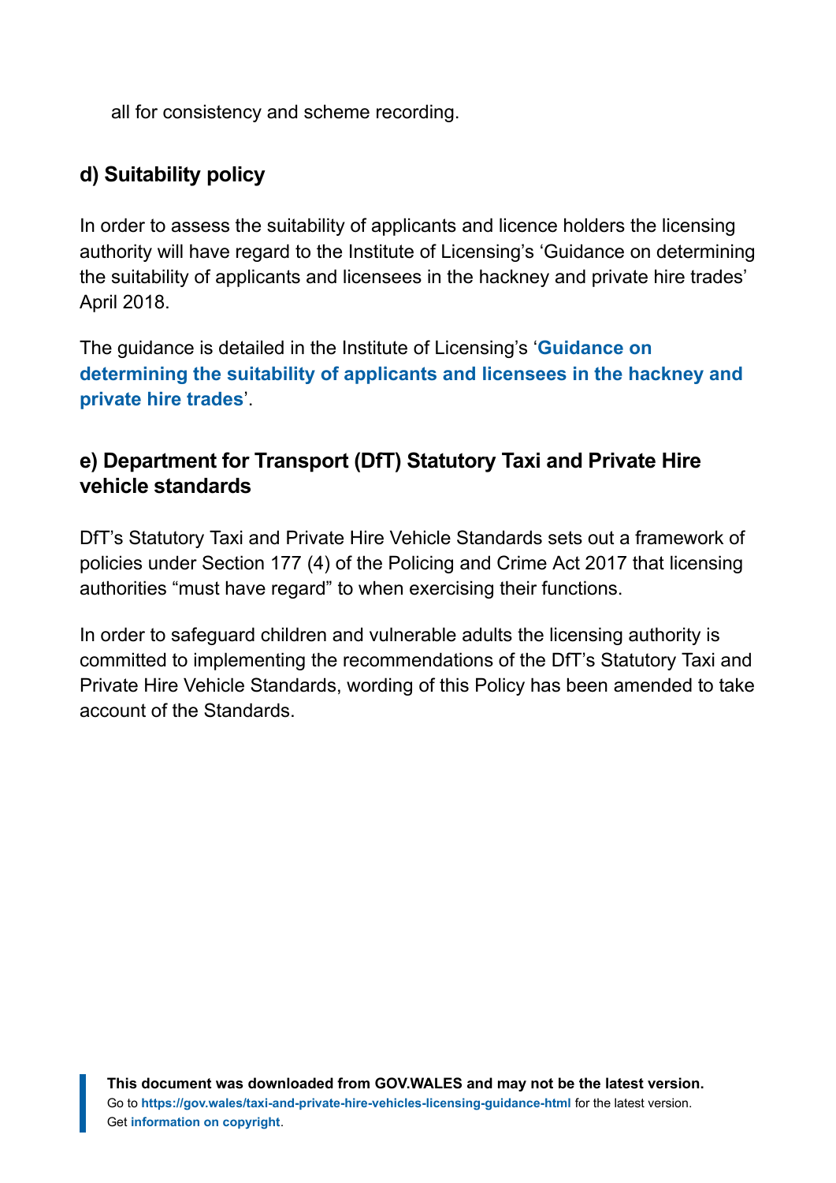all for consistency and scheme recording.

### d) Suitability policy

In order to assess the suitability of applicants and licence holders the licensing authority will have regard to the Institute of Licensing's 'Guidance on determining the suitability of applicants and licensees in the hackney and private hire trades' April 2018.

The guidance is detailed in the Institute of Licensing's '**Guidance on determining the suitability of applicants and licensees in the hackney and private hire trades**'.

### e) Department for Transport (DfT) Statutory Taxi and Private Hire vehicle standards

DfT's Statutory Taxi and Private Hire Vehicle Standards sets out a framework of policies under Section 177 (4) of the Policing and Crime Act 2017 that licensing authorities "must have regard" to when exercising their functions.

In order to safeguard children and vulnerable adults the licensing authority is committed to implementing the recommendations of the DfT's Statutory Taxi and Private Hire Vehicle Standards, wording of this Policy has been amended to take account of the Standards.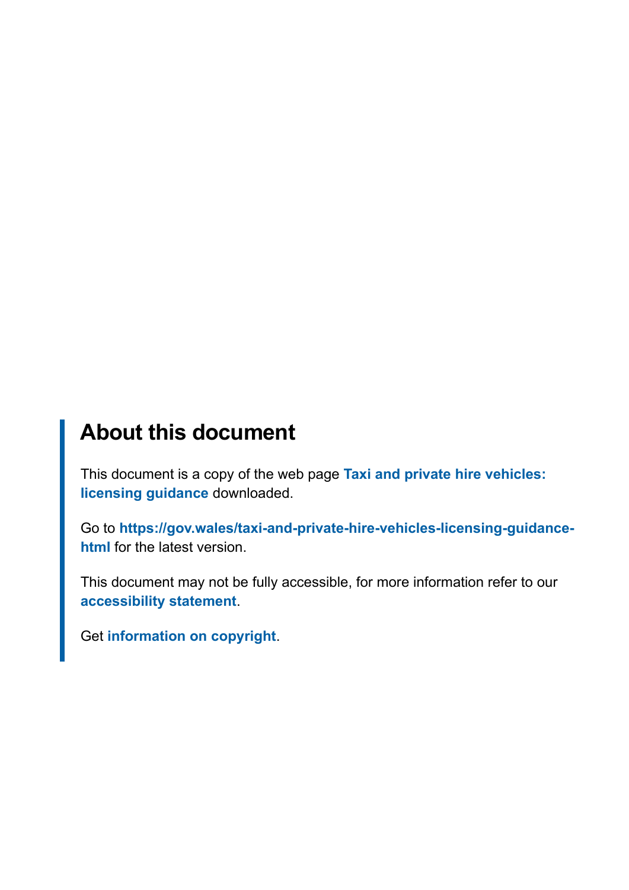## About this document

This document is a copy of the web page **Taxi and private hire vehicles: licensing guidance** downloaded.

Go to **https://gov.wales/taxi-and-private-hire-vehicles-licensing-guidance-html** for the latest version.

This document may not be fully accessible, for more information refer to our **accessibility statement**.

Get **information on copyright**.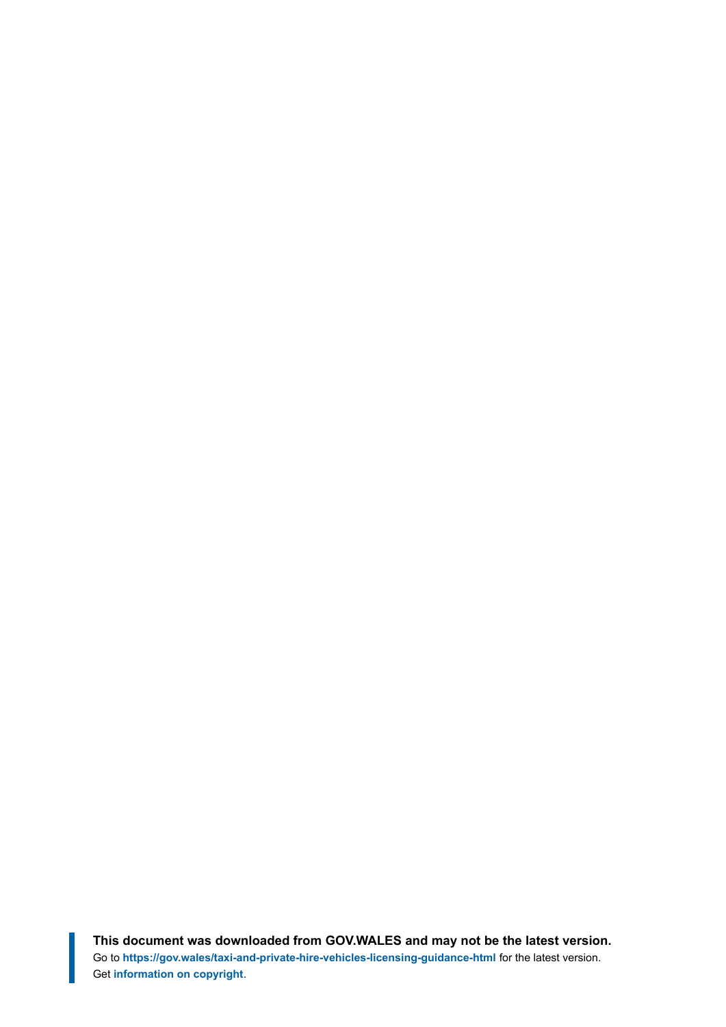**This document was downloaded from GOV.WALES and may not be the latest version.**
Go to **https://gov.wales/taxi-and-private-hire-vehicles-licensing-guidance-html** for the latest version.
Get **information on copyright**.